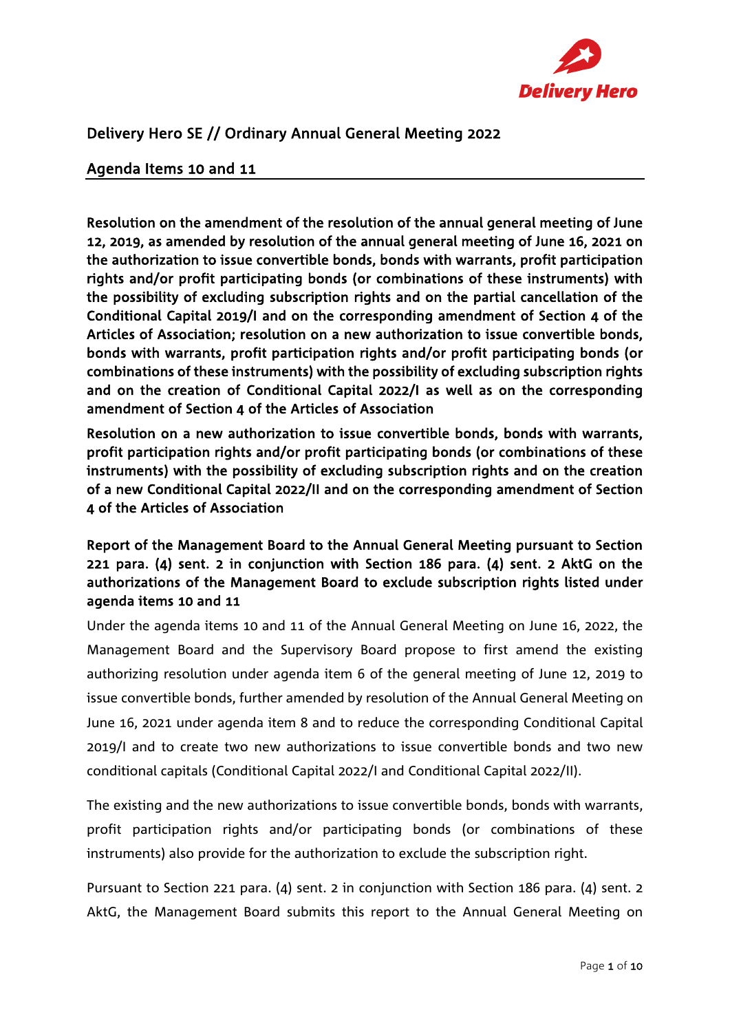# Delivery Hero SE // Ordinary Annual General Meeting 2022

## Agenda Items 10 and 11

**Resolution on the amendment of the resolution of the annual general meeting of June 12, 2019, as amended by resolution of the annual general meeting of June 16, 2021 on the authorization to issue convertible bonds, bonds with warrants, profit participation rights and/or profit participating bonds (or combinations of these instruments) with the possibility of excluding subscription rights and on the partial cancellation of the Conditional Capital 2019/I and on the corresponding amendment of Section 4 of the Articles of Association; resolution on a new authorization to issue convertible bonds, bonds with warrants, profit participation rights and/or profit participating bonds (or combinations of these instruments) with the possibility of excluding subscription rights and on the creation of Conditional Capital 2022/I as well as on the corresponding amendment of Section 4 of the Articles of Association**

**Resolution on a new authorization to issue convertible bonds, bonds with warrants, profit participation rights and/or profit participating bonds (or combinations of these instruments) with the possibility of excluding subscription rights and on the creation of a new Conditional Capital 2022/II and on the corresponding amendment of Section 4 of the Articles of Association**

**Report of the Management Board to the Annual General Meeting pursuant to Section 221 para. (4) sent. 2 in conjunction with Section 186 para. (4) sent. 2 AktG on the authorizations of the Management Board to exclude subscription rights listed under agenda items 10 and 11**

Under the agenda items 10 and 11 of the Annual General Meeting on June 16, 2022, the Management Board and the Supervisory Board propose to first amend the existing authorizing resolution under agenda item 6 of the general meeting of June 12, 2019 to issue convertible bonds, further amended by resolution of the Annual General Meeting on June 16, 2021 under agenda item 8 and to reduce the corresponding Conditional Capital 2019/I and to create two new authorizations to issue convertible bonds and two new conditional capitals (Conditional Capital 2022/I and Conditional Capital 2022/II).

The existing and the new authorizations to issue convertible bonds, bonds with warrants, profit participation rights and/or participating bonds (or combinations of these instruments) also provide for the authorization to exclude the subscription right.

Pursuant to Section 221 para. (4) sent. 2 in conjunction with Section 186 para. (4) sent. 2 AktG, the Management Board submits this report to the Annual General Meeting on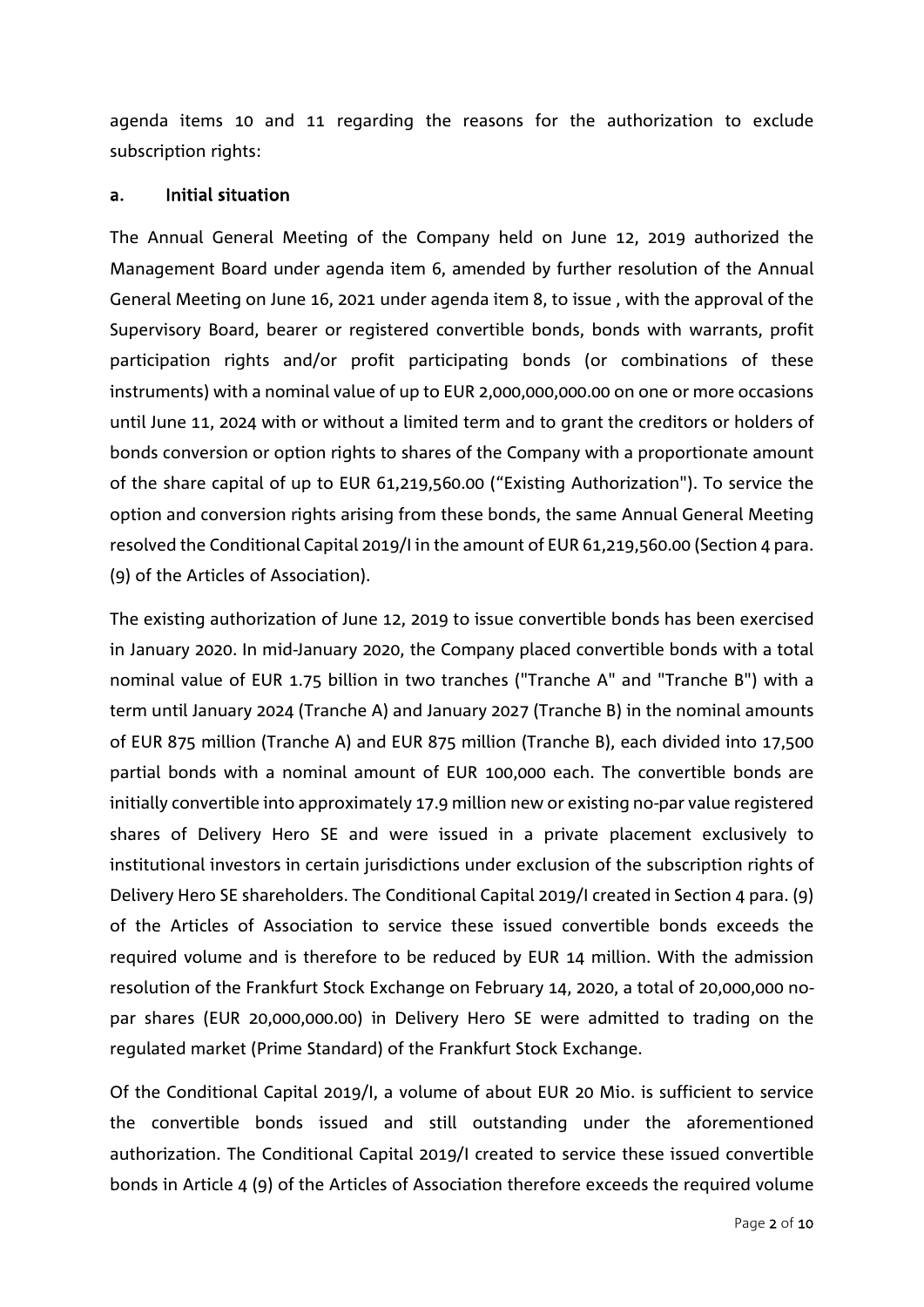agenda items 10 and 11 regarding the reasons for the authorization to exclude subscription rights:

## a. Initial situation

The Annual General Meeting of the Company held on June 12, 2019 authorized the Management Board under agenda item 6, amended by further resolution of the Annual General Meeting on June 16, 2021 under agenda item 8, to issue , with the approval of the Supervisory Board, bearer or registered convertible bonds, bonds with warrants, profit participation rights and/or profit participating bonds (or combinations of these instruments) with a nominal value of up to EUR 2,000,000,000.00 on one or more occasions until June 11, 2024 with or without a limited term and to grant the creditors or holders of bonds conversion or option rights to shares of the Company with a proportionate amount of the share capital of up to EUR 61,219,560.00 ("Existing Authorization"). To service the option and conversion rights arising from these bonds, the same Annual General Meeting resolved the Conditional Capital 2019/I in the amount of EUR 61,219,560.00 (Section 4 para. (9) of the Articles of Association).

The existing authorization of June 12, 2019 to issue convertible bonds has been exercised in January 2020. In mid-January 2020, the Company placed convertible bonds with a total nominal value of EUR 1.75 billion in two tranches ("Tranche A" and "Tranche B") with a term until January 2024 (Tranche A) and January 2027 (Tranche B) in the nominal amounts of EUR 875 million (Tranche A) and EUR 875 million (Tranche B), each divided into 17,500 partial bonds with a nominal amount of EUR 100,000 each. The convertible bonds are initially convertible into approximately 17.9 million new or existing no-par value registered shares of Delivery Hero SE and were issued in a private placement exclusively to institutional investors in certain jurisdictions under exclusion of the subscription rights of Delivery Hero SE shareholders. The Conditional Capital 2019/I created in Section 4 para. (9) of the Articles of Association to service these issued convertible bonds exceeds the required volume and is therefore to be reduced by EUR 14 million. With the admission resolution of the Frankfurt Stock Exchange on February 14, 2020, a total of 20,000,000 no-par shares (EUR 20,000,000.00) in Delivery Hero SE were admitted to trading on the regulated market (Prime Standard) of the Frankfurt Stock Exchange.

Of the Conditional Capital 2019/I, a volume of about EUR 20 Mio. is sufficient to service the convertible bonds issued and still outstanding under the aforementioned authorization. The Conditional Capital 2019/I created to service these issued convertible bonds in Article 4 (9) of the Articles of Association therefore exceeds the required volume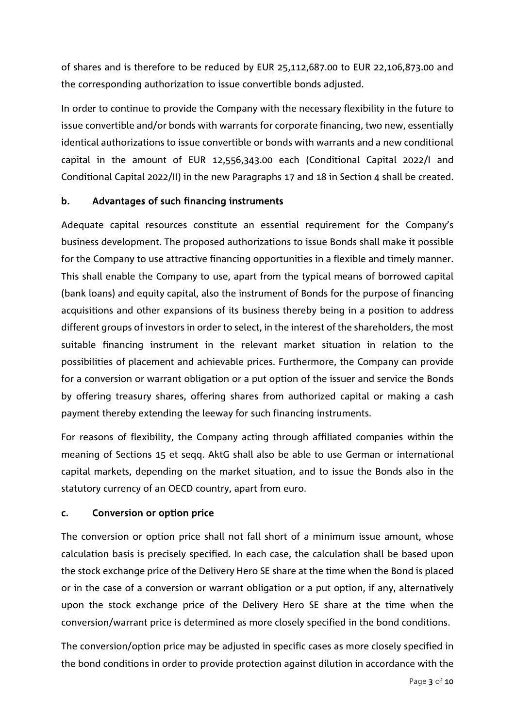of shares and is therefore to be reduced by EUR 25,112,687.00 to EUR 22,106,873.00 and the corresponding authorization to issue convertible bonds adjusted.

In order to continue to provide the Company with the necessary flexibility in the future to issue convertible and/or bonds with warrants for corporate financing, two new, essentially identical authorizations to issue convertible or bonds with warrants and a new conditional capital in the amount of EUR 12,556,343.00 each (Conditional Capital 2022/I and Conditional Capital 2022/II) in the new Paragraphs 17 and 18 in Section 4 shall be created.

### b. Advantages of such financing instruments

Adequate capital resources constitute an essential requirement for the Company's business development. The proposed authorizations to issue Bonds shall make it possible for the Company to use attractive financing opportunities in a flexible and timely manner. This shall enable the Company to use, apart from the typical means of borrowed capital (bank loans) and equity capital, also the instrument of Bonds for the purpose of financing acquisitions and other expansions of its business thereby being in a position to address different groups of investors in order to select, in the interest of the shareholders, the most suitable financing instrument in the relevant market situation in relation to the possibilities of placement and achievable prices. Furthermore, the Company can provide for a conversion or warrant obligation or a put option of the issuer and service the Bonds by offering treasury shares, offering shares from authorized capital or making a cash payment thereby extending the leeway for such financing instruments.

For reasons of flexibility, the Company acting through affiliated companies within the meaning of Sections 15 et seqq. AktG shall also be able to use German or international capital markets, depending on the market situation, and to issue the Bonds also in the statutory currency of an OECD country, apart from euro.

### c. Conversion or option price

The conversion or option price shall not fall short of a minimum issue amount, whose calculation basis is precisely specified. In each case, the calculation shall be based upon the stock exchange price of the Delivery Hero SE share at the time when the Bond is placed or in the case of a conversion or warrant obligation or a put option, if any, alternatively upon the stock exchange price of the Delivery Hero SE share at the time when the conversion/warrant price is determined as more closely specified in the bond conditions.

The conversion/option price may be adjusted in specific cases as more closely specified in the bond conditions in order to provide protection against dilution in accordance with the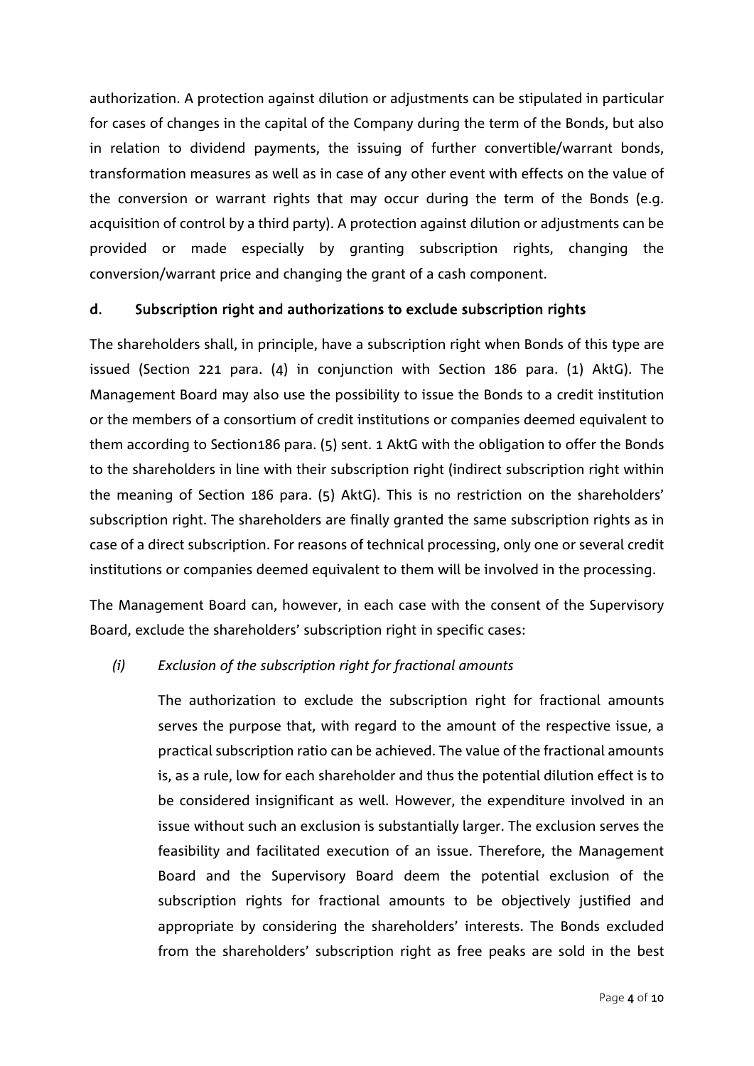authorization. A protection against dilution or adjustments can be stipulated in particular for cases of changes in the capital of the Company during the term of the Bonds, but also in relation to dividend payments, the issuing of further convertible/warrant bonds, transformation measures as well as in case of any other event with effects on the value of the conversion or warrant rights that may occur during the term of the Bonds (e.g. acquisition of control by a third party). A protection against dilution or adjustments can be provided or made especially by granting subscription rights, changing the conversion/warrant price and changing the grant of a cash component.

### d. Subscription right and authorizations to exclude subscription rights

The shareholders shall, in principle, have a subscription right when Bonds of this type are issued (Section 221 para. (4) in conjunction with Section 186 para. (1) AktG). The Management Board may also use the possibility to issue the Bonds to a credit institution or the members of a consortium of credit institutions or companies deemed equivalent to them according to Section186 para. (5) sent. 1 AktG with the obligation to offer the Bonds to the shareholders in line with their subscription right (indirect subscription right within the meaning of Section 186 para. (5) AktG). This is no restriction on the shareholders' subscription right. The shareholders are finally granted the same subscription rights as in case of a direct subscription. For reasons of technical processing, only one or several credit institutions or companies deemed equivalent to them will be involved in the processing.

The Management Board can, however, in each case with the consent of the Supervisory Board, exclude the shareholders' subscription right in specific cases:

*(i) Exclusion of the subscription right for fractional amounts*

The authorization to exclude the subscription right for fractional amounts serves the purpose that, with regard to the amount of the respective issue, a practical subscription ratio can be achieved. The value of the fractional amounts is, as a rule, low for each shareholder and thus the potential dilution effect is to be considered insignificant as well. However, the expenditure involved in an issue without such an exclusion is substantially larger. The exclusion serves the feasibility and facilitated execution of an issue. Therefore, the Management Board and the Supervisory Board deem the potential exclusion of the subscription rights for fractional amounts to be objectively justified and appropriate by considering the shareholders' interests. The Bonds excluded from the shareholders' subscription right as free peaks are sold in the best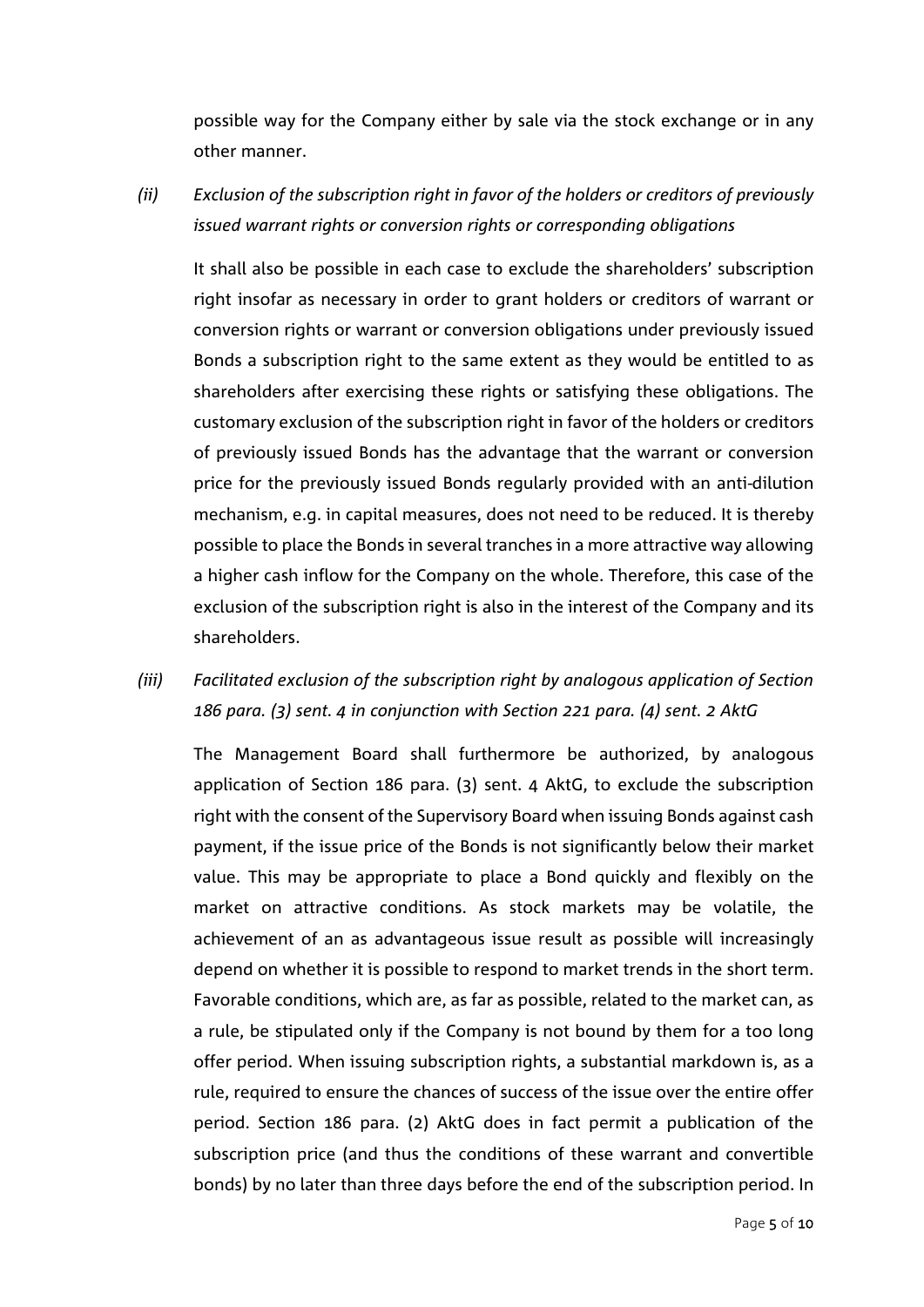possible way for the Company either by sale via the stock exchange or in any other manner.

*(ii) Exclusion of the subscription right in favor of the holders or creditors of previously issued warrant rights or conversion rights or corresponding obligations*

It shall also be possible in each case to exclude the shareholders' subscription right insofar as necessary in order to grant holders or creditors of warrant or conversion rights or warrant or conversion obligations under previously issued Bonds a subscription right to the same extent as they would be entitled to as shareholders after exercising these rights or satisfying these obligations. The customary exclusion of the subscription right in favor of the holders or creditors of previously issued Bonds has the advantage that the warrant or conversion price for the previously issued Bonds regularly provided with an anti-dilution mechanism, e.g. in capital measures, does not need to be reduced. It is thereby possible to place the Bonds in several tranches in a more attractive way allowing a higher cash inflow for the Company on the whole. Therefore, this case of the exclusion of the subscription right is also in the interest of the Company and its shareholders.

*(iii) Facilitated exclusion of the subscription right by analogous application of Section 186 para. (3) sent. 4 in conjunction with Section 221 para. (4) sent. 2 AktG*

The Management Board shall furthermore be authorized, by analogous application of Section 186 para. (3) sent. 4 AktG, to exclude the subscription right with the consent of the Supervisory Board when issuing Bonds against cash payment, if the issue price of the Bonds is not significantly below their market value. This may be appropriate to place a Bond quickly and flexibly on the market on attractive conditions. As stock markets may be volatile, the achievement of an as advantageous issue result as possible will increasingly depend on whether it is possible to respond to market trends in the short term. Favorable conditions, which are, as far as possible, related to the market can, as a rule, be stipulated only if the Company is not bound by them for a too long offer period. When issuing subscription rights, a substantial markdown is, as a rule, required to ensure the chances of success of the issue over the entire offer period. Section 186 para. (2) AktG does in fact permit a publication of the subscription price (and thus the conditions of these warrant and convertible bonds) by no later than three days before the end of the subscription period. In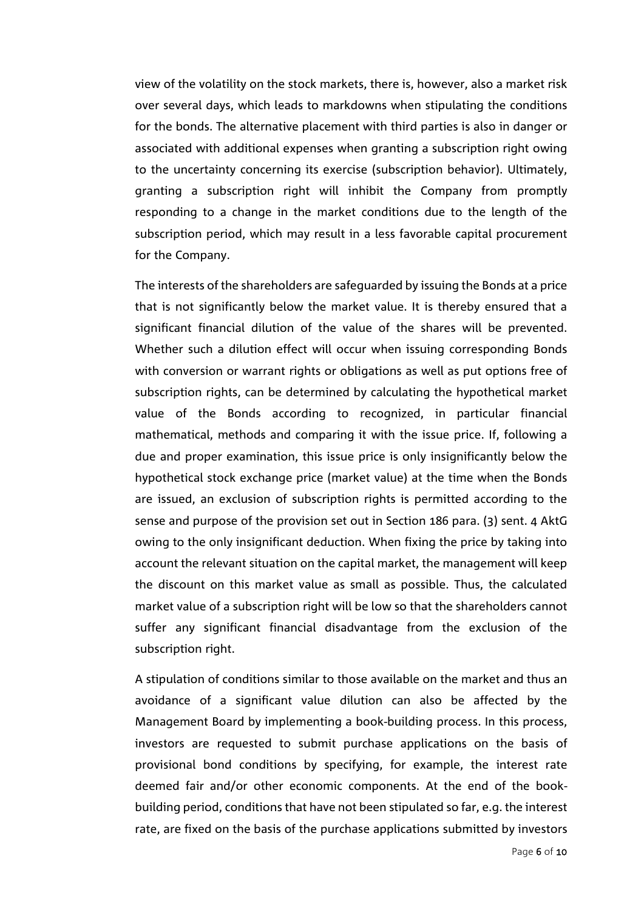view of the volatility on the stock markets, there is, however, also a market risk over several days, which leads to markdowns when stipulating the conditions for the bonds. The alternative placement with third parties is also in danger or associated with additional expenses when granting a subscription right owing to the uncertainty concerning its exercise (subscription behavior). Ultimately, granting a subscription right will inhibit the Company from promptly responding to a change in the market conditions due to the length of the subscription period, which may result in a less favorable capital procurement for the Company.

The interests of the shareholders are safeguarded by issuing the Bonds at a price that is not significantly below the market value. It is thereby ensured that a significant financial dilution of the value of the shares will be prevented. Whether such a dilution effect will occur when issuing corresponding Bonds with conversion or warrant rights or obligations as well as put options free of subscription rights, can be determined by calculating the hypothetical market value of the Bonds according to recognized, in particular financial mathematical, methods and comparing it with the issue price. If, following a due and proper examination, this issue price is only insignificantly below the hypothetical stock exchange price (market value) at the time when the Bonds are issued, an exclusion of subscription rights is permitted according to the sense and purpose of the provision set out in Section 186 para. (3) sent. 4 AktG owing to the only insignificant deduction. When fixing the price by taking into account the relevant situation on the capital market, the management will keep the discount on this market value as small as possible. Thus, the calculated market value of a subscription right will be low so that the shareholders cannot suffer any significant financial disadvantage from the exclusion of the subscription right.

A stipulation of conditions similar to those available on the market and thus an avoidance of a significant value dilution can also be affected by the Management Board by implementing a book-building process. In this process, investors are requested to submit purchase applications on the basis of provisional bond conditions by specifying, for example, the interest rate deemed fair and/or other economic components. At the end of the book-building period, conditions that have not been stipulated so far, e.g. the interest rate, are fixed on the basis of the purchase applications submitted by investors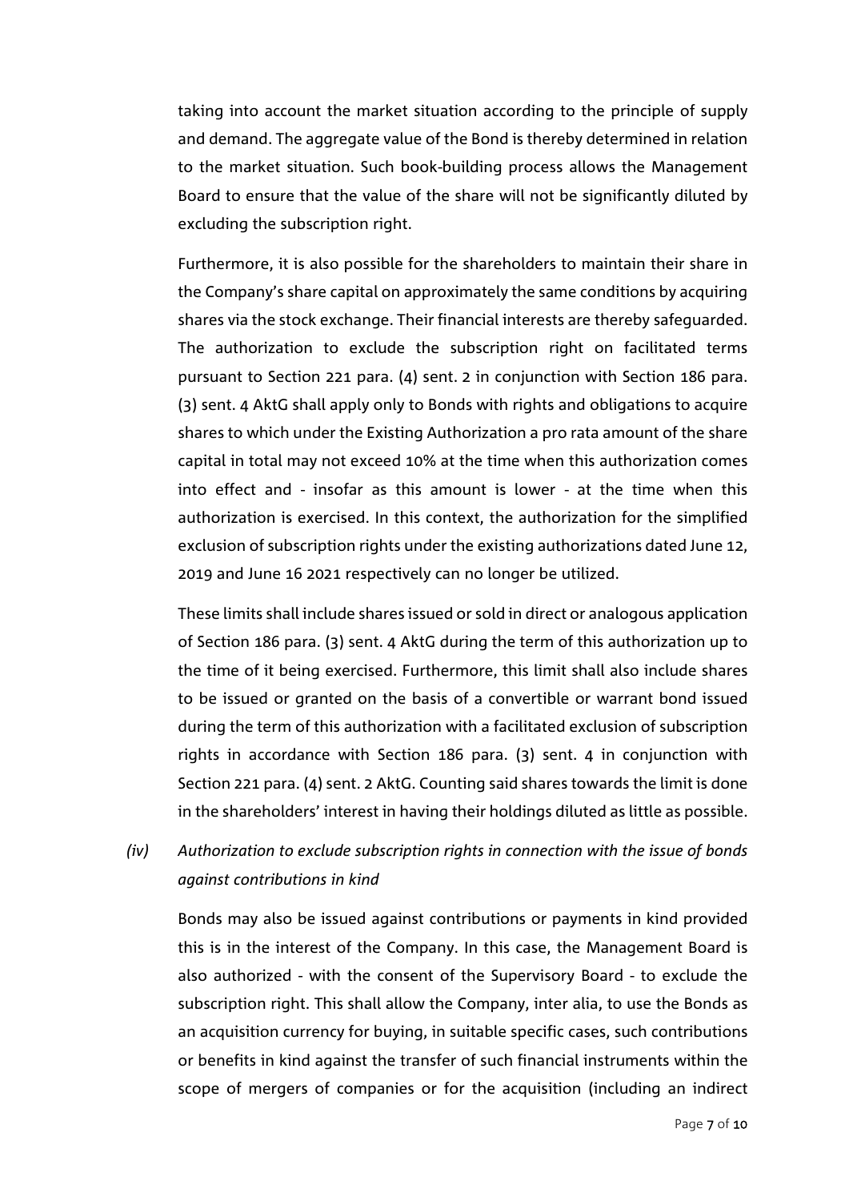taking into account the market situation according to the principle of supply and demand. The aggregate value of the Bond is thereby determined in relation to the market situation. Such book-building process allows the Management Board to ensure that the value of the share will not be significantly diluted by excluding the subscription right.

Furthermore, it is also possible for the shareholders to maintain their share in the Company's share capital on approximately the same conditions by acquiring shares via the stock exchange. Their financial interests are thereby safeguarded. The authorization to exclude the subscription right on facilitated terms pursuant to Section 221 para. (4) sent. 2 in conjunction with Section 186 para. (3) sent. 4 AktG shall apply only to Bonds with rights and obligations to acquire shares to which under the Existing Authorization a pro rata amount of the share capital in total may not exceed 10% at the time when this authorization comes into effect and - insofar as this amount is lower - at the time when this authorization is exercised. In this context, the authorization for the simplified exclusion of subscription rights under the existing authorizations dated June 12, 2019 and June 16 2021 respectively can no longer be utilized.

These limits shall include shares issued or sold in direct or analogous application of Section 186 para. (3) sent. 4 AktG during the term of this authorization up to the time of it being exercised. Furthermore, this limit shall also include shares to be issued or granted on the basis of a convertible or warrant bond issued during the term of this authorization with a facilitated exclusion of subscription rights in accordance with Section 186 para. (3) sent. 4 in conjunction with Section 221 para. (4) sent. 2 AktG. Counting said shares towards the limit is done in the shareholders' interest in having their holdings diluted as little as possible.

*(iv) Authorization to exclude subscription rights in connection with the issue of bonds against contributions in kind*

Bonds may also be issued against contributions or payments in kind provided this is in the interest of the Company. In this case, the Management Board is also authorized - with the consent of the Supervisory Board - to exclude the subscription right. This shall allow the Company, inter alia, to use the Bonds as an acquisition currency for buying, in suitable specific cases, such contributions or benefits in kind against the transfer of such financial instruments within the scope of mergers of companies or for the acquisition (including an indirect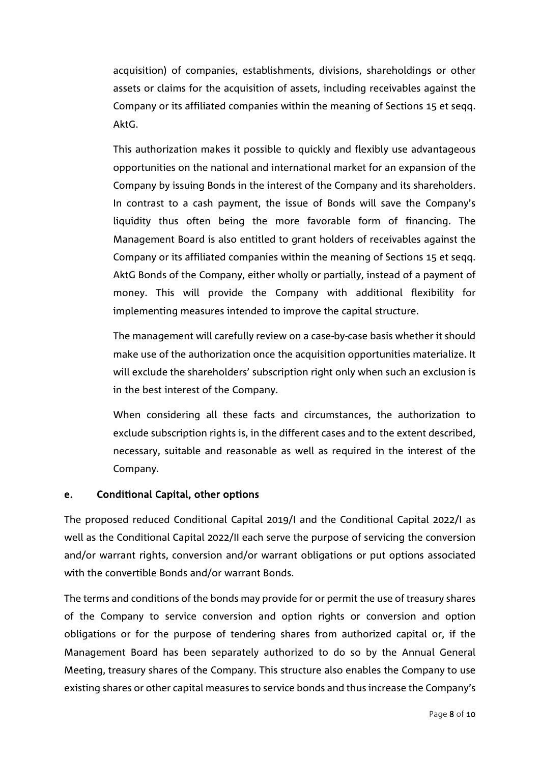acquisition) of companies, establishments, divisions, shareholdings or other assets or claims for the acquisition of assets, including receivables against the Company or its affiliated companies within the meaning of Sections 15 et seqq. AktG.

This authorization makes it possible to quickly and flexibly use advantageous opportunities on the national and international market for an expansion of the Company by issuing Bonds in the interest of the Company and its shareholders. In contrast to a cash payment, the issue of Bonds will save the Company's liquidity thus often being the more favorable form of financing. The Management Board is also entitled to grant holders of receivables against the Company or its affiliated companies within the meaning of Sections 15 et seqq. AktG Bonds of the Company, either wholly or partially, instead of a payment of money. This will provide the Company with additional flexibility for implementing measures intended to improve the capital structure.

The management will carefully review on a case-by-case basis whether it should make use of the authorization once the acquisition opportunities materialize. It will exclude the shareholders' subscription right only when such an exclusion is in the best interest of the Company.

When considering all these facts and circumstances, the authorization to exclude subscription rights is, in the different cases and to the extent described, necessary, suitable and reasonable as well as required in the interest of the Company.

### e. Conditional Capital, other options

The proposed reduced Conditional Capital 2019/I and the Conditional Capital 2022/I as well as the Conditional Capital 2022/II each serve the purpose of servicing the conversion and/or warrant rights, conversion and/or warrant obligations or put options associated with the convertible Bonds and/or warrant Bonds.

The terms and conditions of the bonds may provide for or permit the use of treasury shares of the Company to service conversion and option rights or conversion and option obligations or for the purpose of tendering shares from authorized capital or, if the Management Board has been separately authorized to do so by the Annual General Meeting, treasury shares of the Company. This structure also enables the Company to use existing shares or other capital measures to service bonds and thus increase the Company's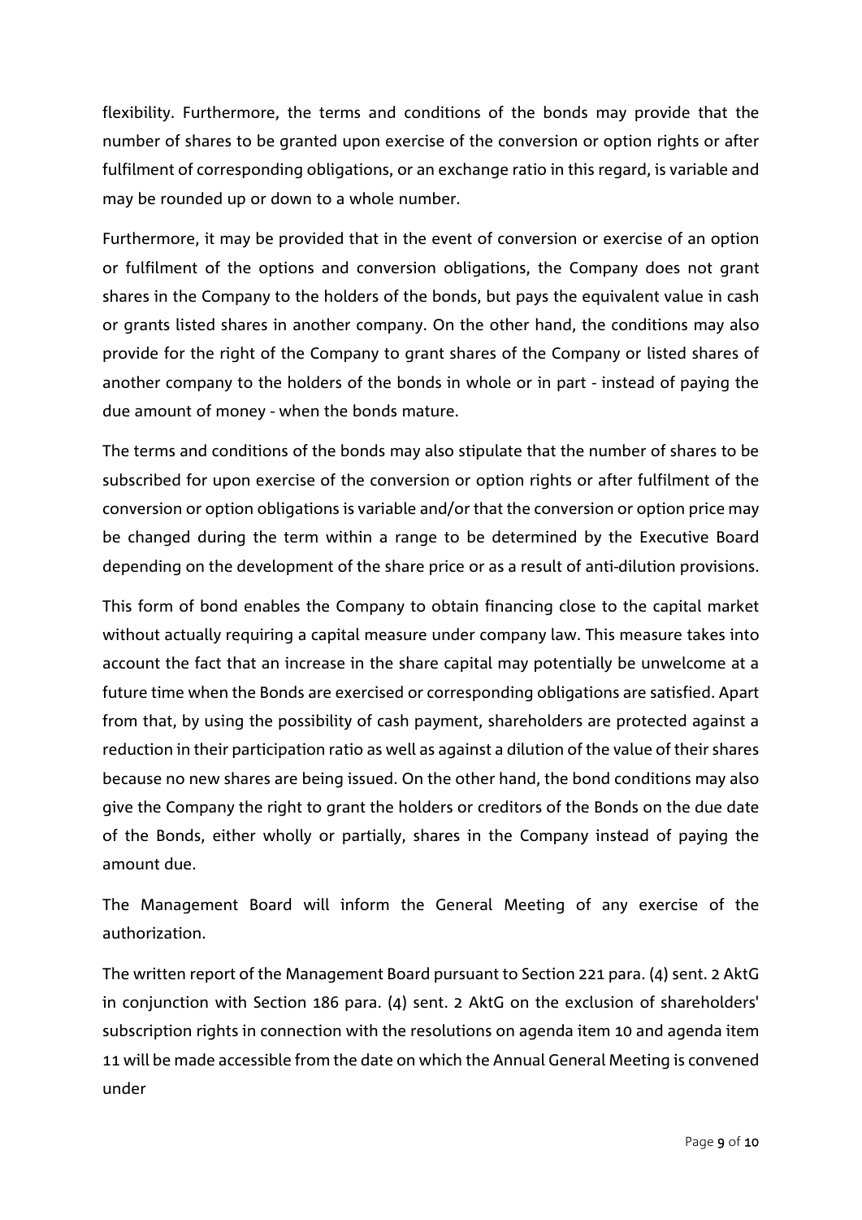flexibility. Furthermore, the terms and conditions of the bonds may provide that the number of shares to be granted upon exercise of the conversion or option rights or after fulfilment of corresponding obligations, or an exchange ratio in this regard, is variable and may be rounded up or down to a whole number.

Furthermore, it may be provided that in the event of conversion or exercise of an option or fulfilment of the options and conversion obligations, the Company does not grant shares in the Company to the holders of the bonds, but pays the equivalent value in cash or grants listed shares in another company. On the other hand, the conditions may also provide for the right of the Company to grant shares of the Company or listed shares of another company to the holders of the bonds in whole or in part - instead of paying the due amount of money - when the bonds mature.

The terms and conditions of the bonds may also stipulate that the number of shares to be subscribed for upon exercise of the conversion or option rights or after fulfilment of the conversion or option obligations is variable and/or that the conversion or option price may be changed during the term within a range to be determined by the Executive Board depending on the development of the share price or as a result of anti-dilution provisions.

This form of bond enables the Company to obtain financing close to the capital market without actually requiring a capital measure under company law. This measure takes into account the fact that an increase in the share capital may potentially be unwelcome at a future time when the Bonds are exercised or corresponding obligations are satisfied. Apart from that, by using the possibility of cash payment, shareholders are protected against a reduction in their participation ratio as well as against a dilution of the value of their shares because no new shares are being issued. On the other hand, the bond conditions may also give the Company the right to grant the holders or creditors of the Bonds on the due date of the Bonds, either wholly or partially, shares in the Company instead of paying the amount due.

The Management Board will inform the General Meeting of any exercise of the authorization.

The written report of the Management Board pursuant to Section 221 para. (4) sent. 2 AktG in conjunction with Section 186 para. (4) sent. 2 AktG on the exclusion of shareholders' subscription rights in connection with the resolutions on agenda item 10 and agenda item 11 will be made accessible from the date on which the Annual General Meeting is convened under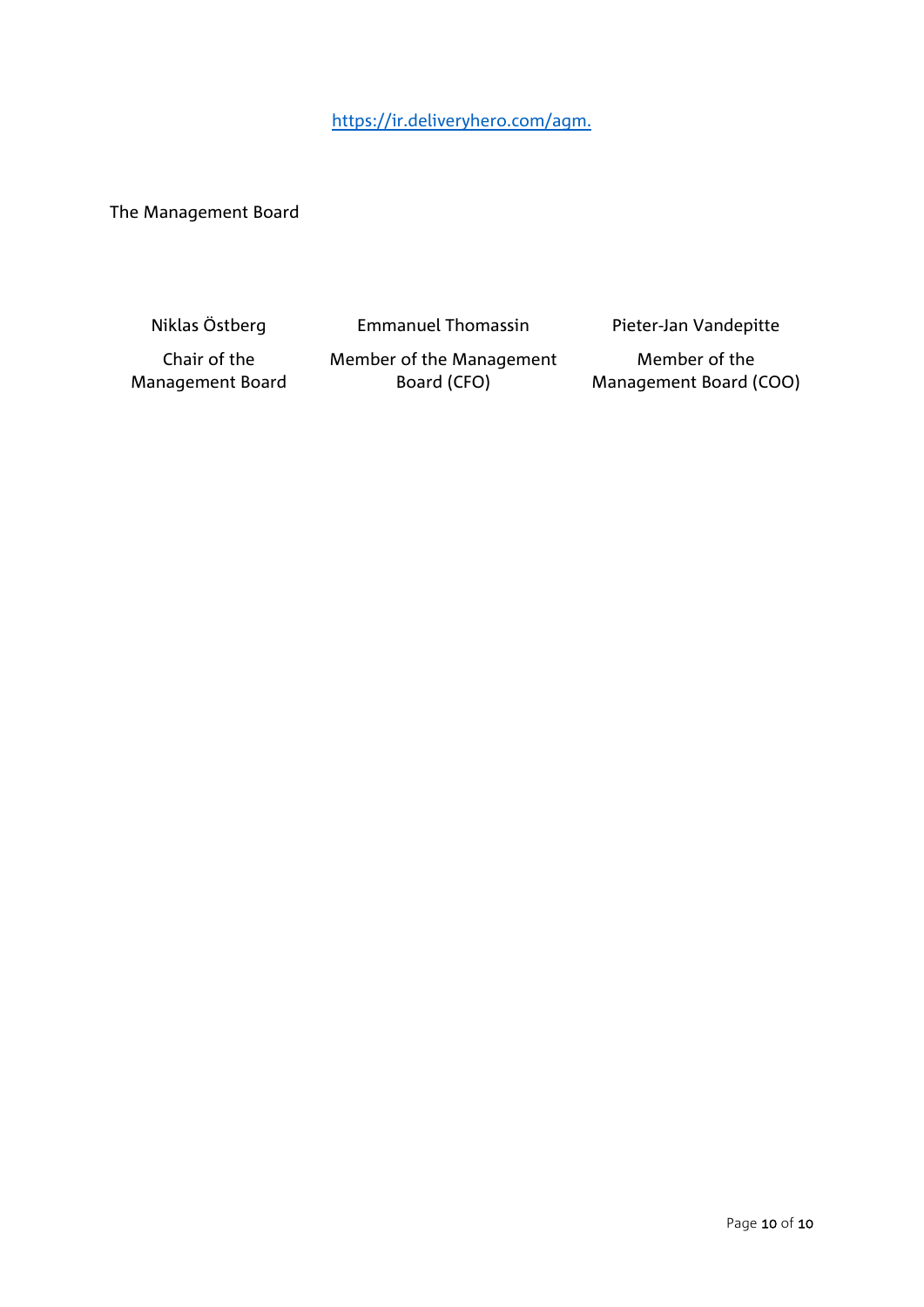https://ir.deliveryhero.com/agm.

The Management Board

| | | |
|---|---|---|
| Niklas Östberg | Emmanuel Thomassin | Pieter-Jan Vandepitte |
| Chair of the Management Board | Member of the Management Board (CFO) | Member of the Management Board (COO) |